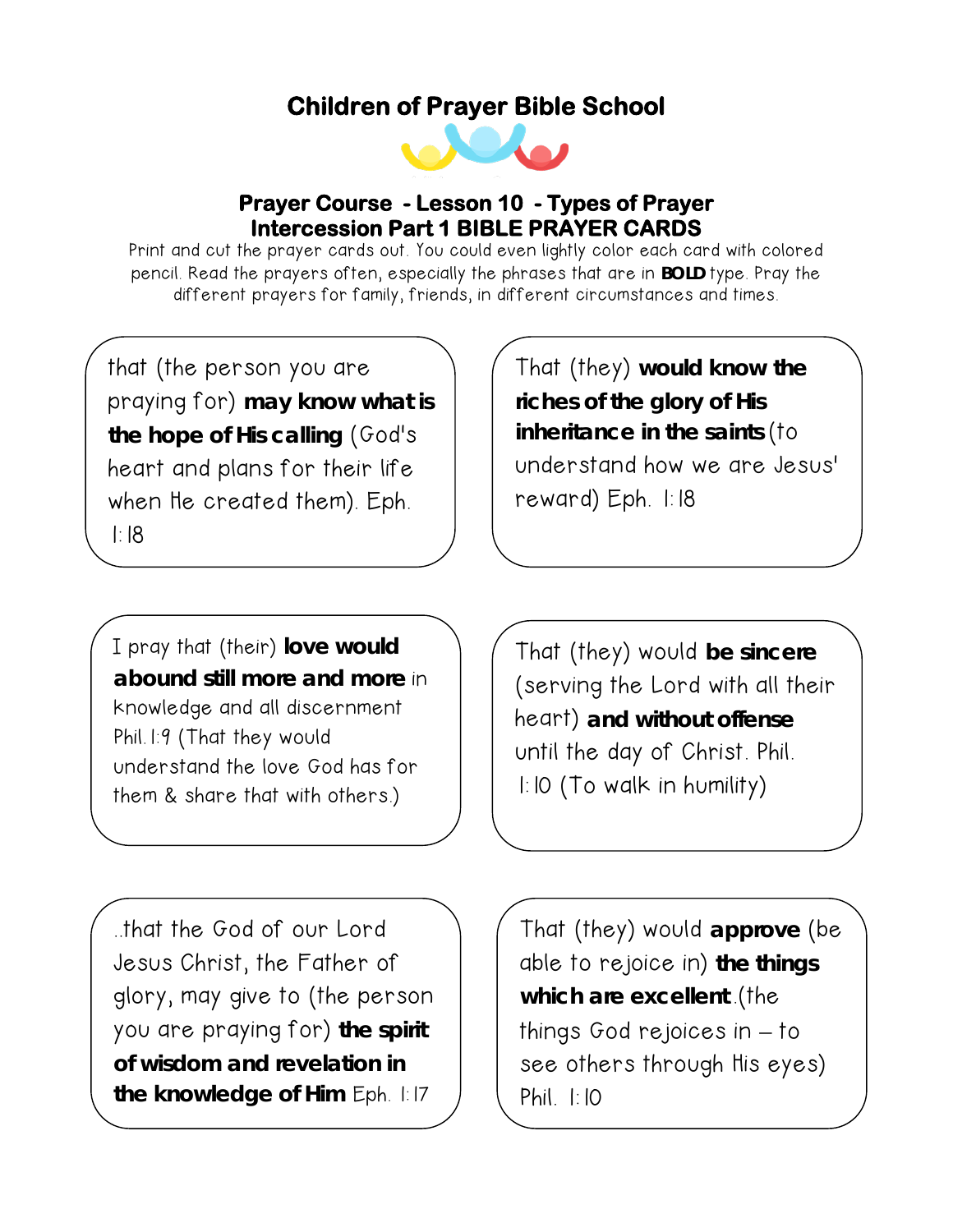# Children of Prayer Bible School

## Prayer Course - Lesson 10 - Types of Prayer
## Intercession Part 1 BIBLE PRAYER CARDS

Print and cut the prayer cards out. You could even lightly color each card with colored pencil. Read the prayers often, especially the phrases that are in **BOLD** type. Pray the different prayers for family, friends, in different circumstances and times.

that (the person you are praying for) **may know what is the hope of His calling** (God's heart and plans for their life when He created them). Eph. 1:18

That (they) **would know the riches of the glory of His inheritance in the saints** (to understand how we are Jesus' reward) Eph. 1:18

I pray that (their) **love would abound still more and more** in knowledge and all discernment Phil. 1:9 (That they would understand the love God has for them & share that with others.)

That (they) would **be sincere** (serving the Lord with all their heart) **and without offense** until the day of Christ. Phil. 1:10 (To walk in humility)

..that the God of our Lord Jesus Christ, the Father of glory, may give to (the person you are praying for) **the spirit of wisdom and revelation in the knowledge of Him** Eph. 1:17

That (they) would **approve** (be able to rejoice in) **the things which are excellent**.(the things God rejoices in – to see others through His eyes) Phil. 1:10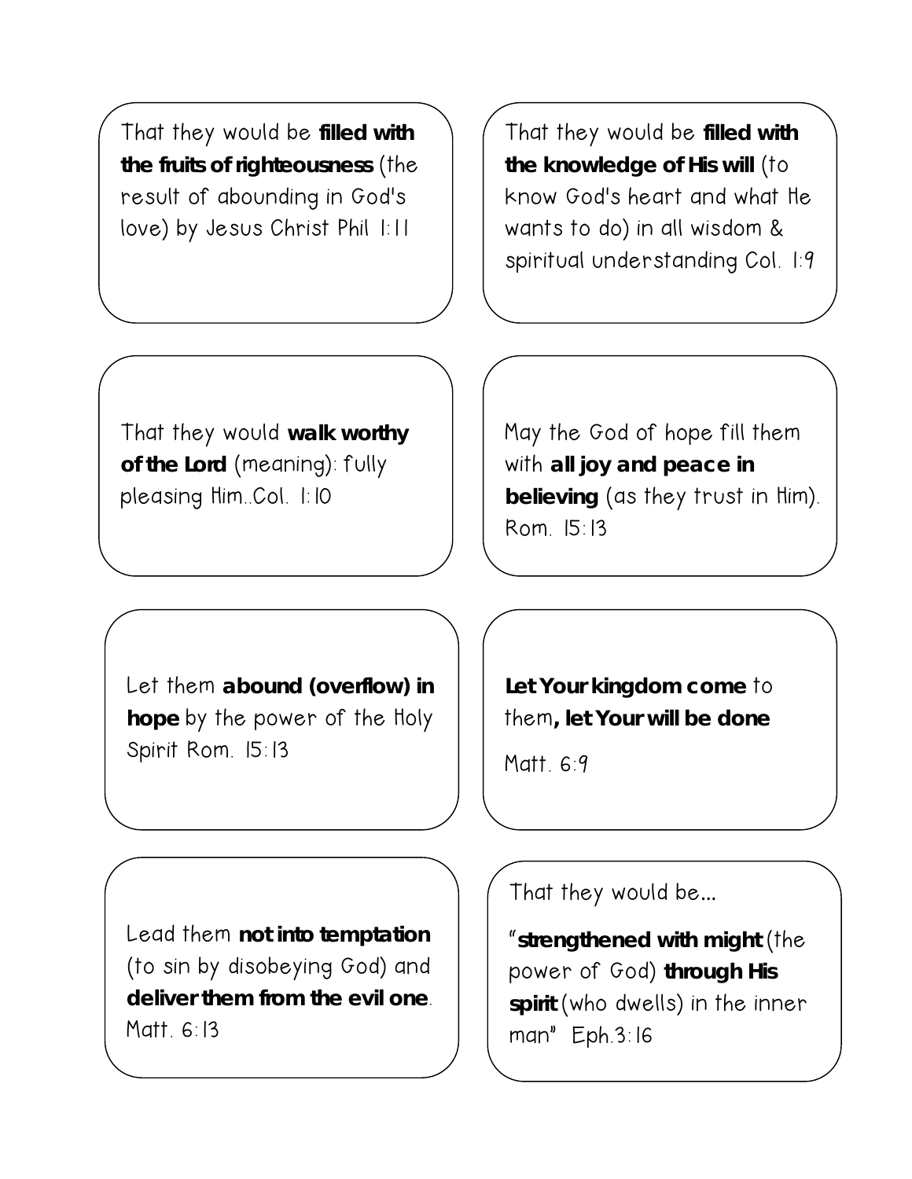That they would be **filled with the fruits of righteousness** (the result of abounding in God's love) by Jesus Christ Phil 1:11

That they would be **filled with the knowledge of His will** (to know God's heart and what He wants to do) in all wisdom & spiritual understanding Col. 1:9

That they would **walk worthy of the Lord** (meaning): fully pleasing Him..Col. 1:10

May the God of hope fill them with **all joy and peace in believing** (as they trust in Him). Rom. 15:13

Let them **abound (overflow) in hope** by the power of the Holy Spirit Rom. 15:13

**Let Your kingdom come** to them**, let Your will be done**

Matt. 6:9

Lead them **not into temptation** (to sin by disobeying God) and **deliver them from the evil one**. Matt. 6:13

That they would be…

"**strengthened with might** (the power of God) **through His spirit** (who dwells) in the inner man" Eph.3:16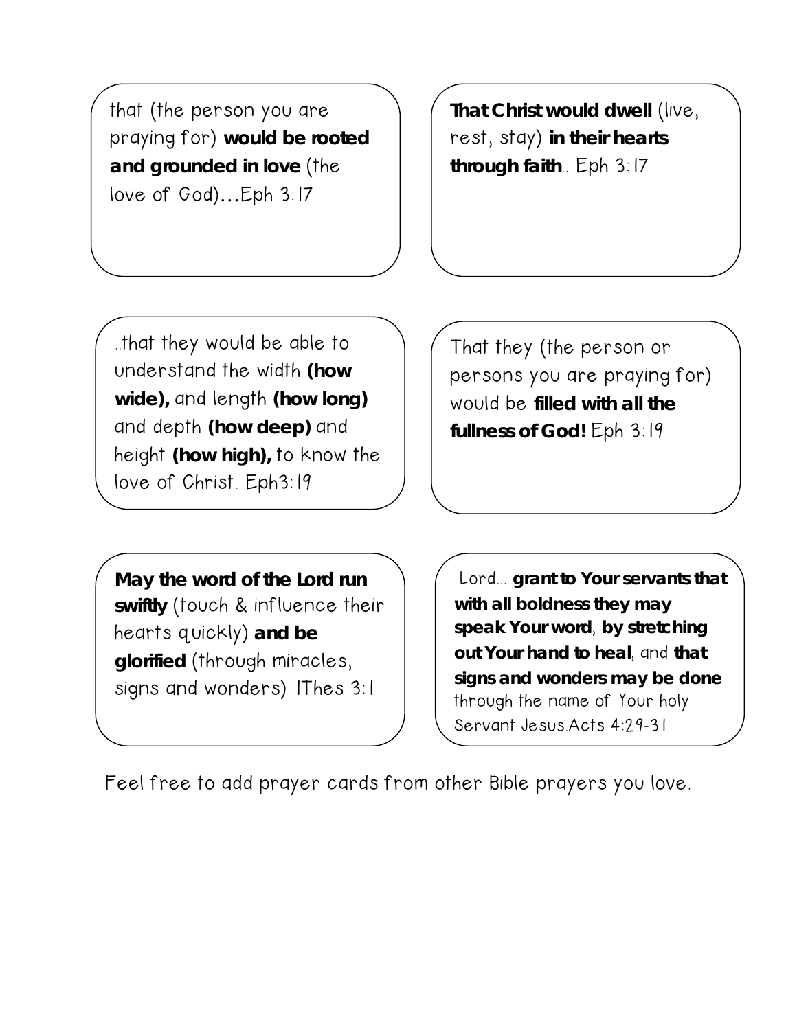that (the person you are praying for) **would be rooted and grounded in love** (the love of God)…Eph 3:17

**That Christ would dwell** (live, rest, stay) **in their hearts through faith**.. Eph 3:17

..that they would be able to understand the width **(how wide),** and length **(how long)** and depth **(how deep)** and height **(how high),** to know the love of Christ. Eph3:19

That they (the person or persons you are praying for) would be **filled with all the fullness of God!** Eph 3:19

**May the word of the Lord run swiftly** (touch & influence their hearts quickly) **and be glorified** (through miracles, signs and wonders) 1Thes 3:1

Lord… **grant to Your servants that with all boldness they may speak Your word**, **by stretching out Your hand to heal**, and **that signs and wonders may be done** through the name of Your holy Servant Jesus.Acts 4:29-31

Feel free to add prayer cards from other Bible prayers you love.